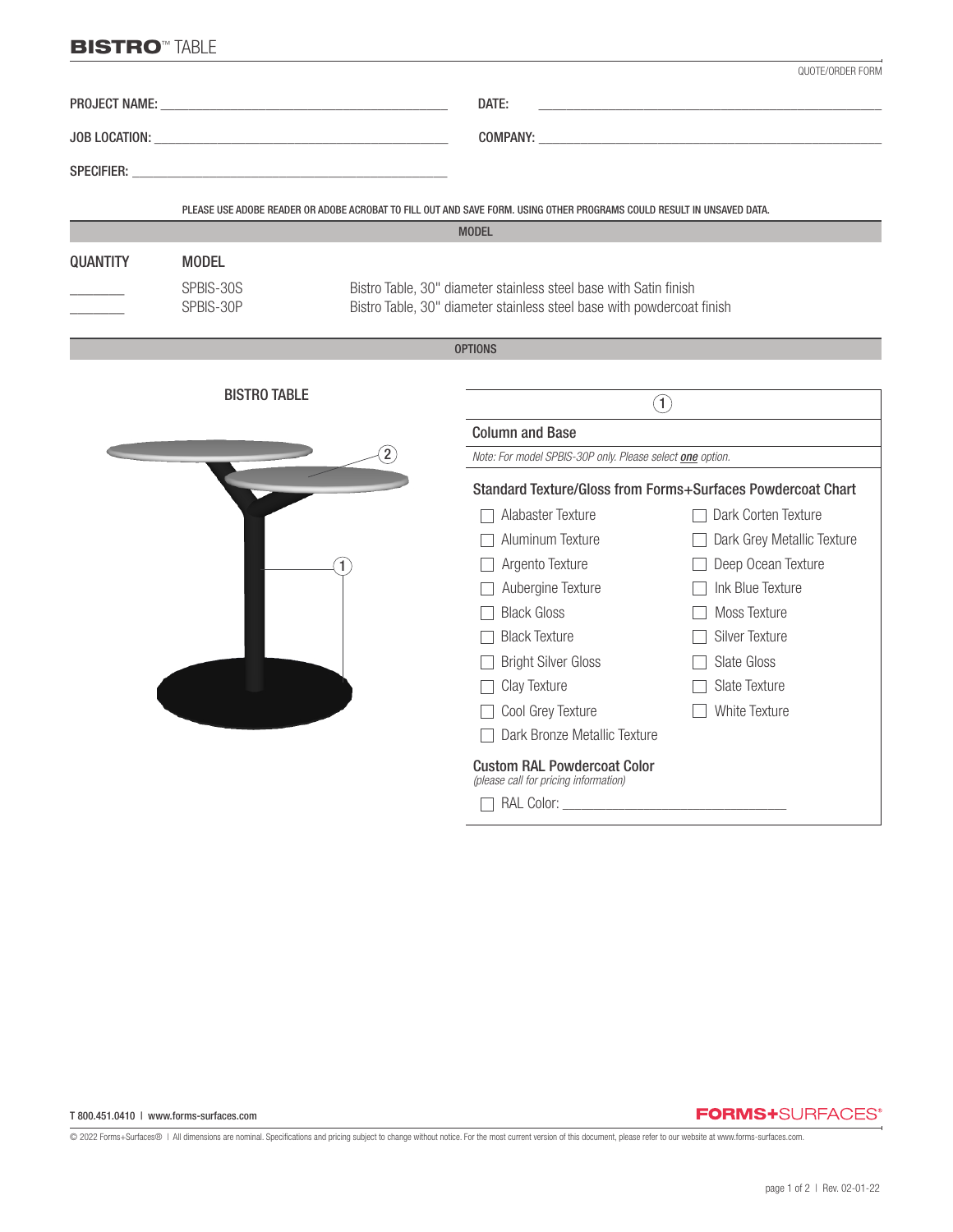# BISTRO™ TABLE

QUOTE/ORDER FORM

PROJECT NAME: ____________________ DATE: ____________________

JOB LOCATION: ____________________ COMPANY: ____________________

SPECIFIER: ____________________

PLEASE USE ADOBE READER OR ADOBE ACROBAT TO FILL OUT AND SAVE FORM. USING OTHER PROGRAMS COULD RESULT IN UNSAVED DATA.

## MODEL

| QUANTITY | MODEL | |
|---|---|---|
| ________ | SPBIS-30S | Bistro Table, 30" diameter stainless steel base with Satin finish |
| ________ | SPBIS-30P | Bistro Table, 30" diameter stainless steel base with powdercoat finish |

## OPTIONS

### BISTRO TABLE

(1)

### Column and Base

*Note: For model SPBIS-30P only. Please select **one** option.*

#### Standard Texture/Gloss from Forms+Surfaces Powdercoat Chart

- ☐ Alabaster Texture
- ☐ Aluminum Texture
- ☐ Argento Texture
- ☐ Aubergine Texture
- ☐ Black Gloss
- ☐ Black Texture
- ☐ Bright Silver Gloss
- ☐ Clay Texture
- ☐ Cool Grey Texture
- ☐ Dark Bronze Metallic Texture
- ☐ Dark Corten Texture
- ☐ Dark Grey Metallic Texture
- ☐ Deep Ocean Texture
- ☐ Ink Blue Texture
- ☐ Black Gloss
- ☐ Moss Texture
- ☐ Silver Texture
- ☐ Slate Gloss
- ☐ Slate Texture
- ☐ White Texture

#### Custom RAL Powdercoat Color

*(please call for pricing information)*

- ☐ RAL Color: ____________________

T 800.451.0410 | www.forms-surfaces.com

FORMS+SURFACES®

© 2022 Forms+Surfaces® | All dimensions are nominal. Specifications and pricing subject to change without notice. For the most current version of this document, please refer to our website at www.forms-surfaces.com.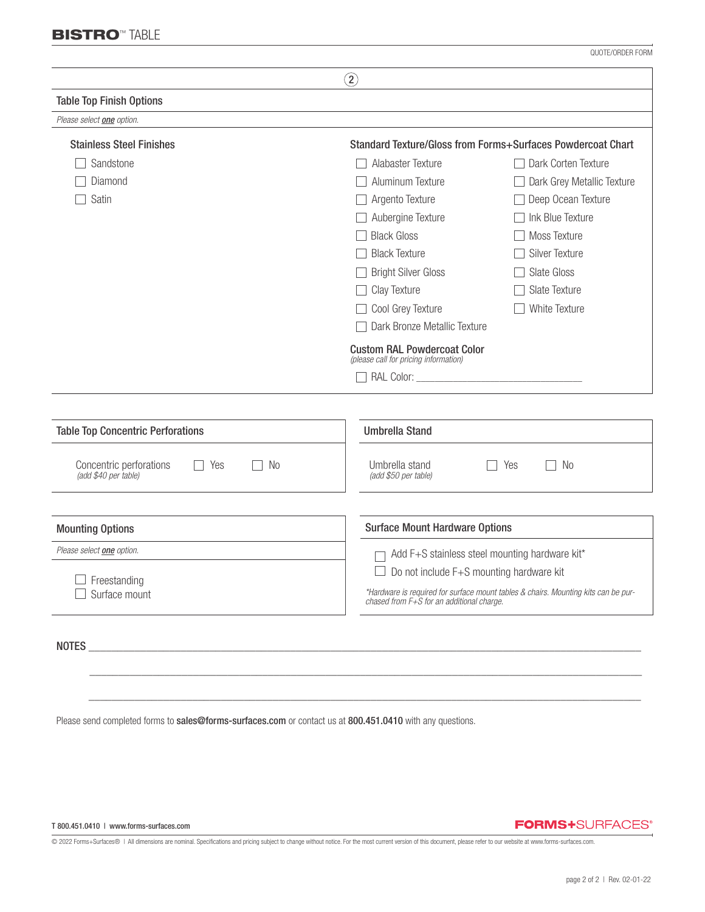# BISTRO™ TABLE

QUOTE/ORDER FORM

②

## Table Top Finish Options

*Please select **one** option.*

### Stainless Steel Finishes

- ☐ Sandstone
- ☐ Diamond
- ☐ Satin

### Standard Texture/Gloss from Forms+Surfaces Powdercoat Chart

- ☐ Alabaster Texture
- ☐ Aluminum Texture
- ☐ Argento Texture
- ☐ Aubergine Texture
- ☐ Black Gloss
- ☐ Black Texture
- ☐ Bright Silver Gloss
- ☐ Clay Texture
- ☐ Cool Grey Texture
- ☐ Dark Bronze Metallic Texture
- ☐ Dark Corten Texture
- ☐ Dark Grey Metallic Texture
- ☐ Deep Ocean Texture
- ☐ Ink Blue Texture
- ☐ Moss Texture
- ☐ Silver Texture
- ☐ Slate Gloss
- ☐ Slate Texture
- ☐ White Texture

### Custom RAL Powdercoat Color

*(please call for pricing information)*

- ☐ RAL Color: ______________________________

## Table Top Concentric Perforations

Concentric perforations *(add $40 per table)* ☐ Yes ☐ No

## Umbrella Stand

Umbrella stand *(add $50 per table)* ☐ Yes ☐ No

## Mounting Options

*Please select **one** option.*

- ☐ Freestanding
- ☐ Surface mount

## Surface Mount Hardware Options

- ☐ Add F+S stainless steel mounting hardware kit*
- ☐ Do not include F+S mounting hardware kit

*\*Hardware is required for surface mount tables & chairs. Mounting kits can be purchased from F+S for an additional charge.*

NOTES ______________________________________________________________________

______________________________________________________________________

______________________________________________________________________

Please send completed forms to **sales@forms-surfaces.com** or contact us at **800.451.0410** with any questions.

T 800.451.0410 | www.forms-surfaces.com

FORMS+SURFACES®

© 2022 Forms+Surfaces® | All dimensions are nominal. Specifications and pricing subject to change without notice. For the most current version of this document, please refer to our website at www.forms-surfaces.com.

Rev. 02-01-22